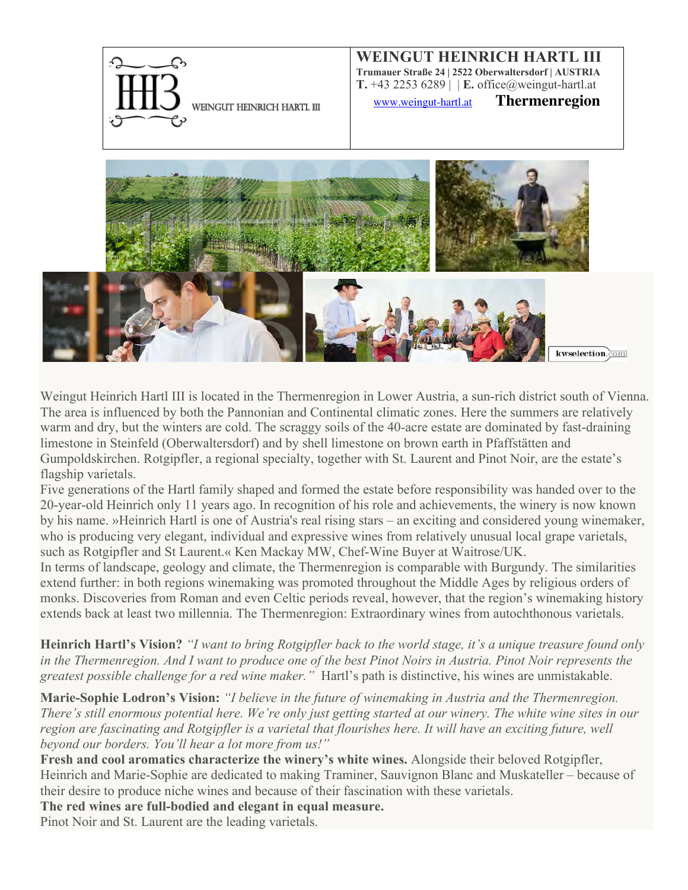WEINGUT HEINRICH HART III

# WEINGUT HEINRICH HARTL III

**Trumauer Straße 24 | 2522 Oberwaltersdorf | AUSTRIA**
**T.** +43 2253 6289 | | **E.** office@weingut-hartl.at
www.weingut-hartl.at **Thermenregion**

kwselection.com

Weingut Heinrich Hartl III is located in the Thermenregion in Lower Austria, a sun-rich district south of Vienna. The area is influenced by both the Pannonian and Continental climatic zones. Here the summers are relatively warm and dry, but the winters are cold. The scraggy soils of the 40-acre estate are dominated by fast-draining limestone in Steinfeld (Oberwaltersdorf) and by shell limestone on brown earth in Pfaffstätten and Gumpoldskirchen. Rotgipfler, a regional specialty, together with St. Laurent and Pinot Noir, are the estate's flagship varietals.

Five generations of the Hartl family shaped and formed the estate before responsibility was handed over to the 20-year-old Heinrich only 11 years ago. In recognition of his role and achievements, the winery is now known by his name. »Heinrich Hartl is one of Austria's real rising stars – an exciting and considered young winemaker, who is producing very elegant, individual and expressive wines from relatively unusual local grape varietals, such as Rotgipfler and St Laurent.« Ken Mackay MW, Chef-Wine Buyer at Waitrose/UK.

In terms of landscape, geology and climate, the Thermenregion is comparable with Burgundy. The similarities extend further: in both regions winemaking was promoted throughout the Middle Ages by religious orders of monks. Discoveries from Roman and even Celtic periods reveal, however, that the region's winemaking history extends back at least two millennia. The Thermenregion: Extraordinary wines from autochthonous varietals.

**Heinrich Hartl's Vision?** *"I want to bring Rotgipfler back to the world stage, it's a unique treasure found only in the Thermenregion. And I want to produce one of the best Pinot Noirs in Austria. Pinot Noir represents the greatest possible challenge for a red wine maker."* Hartl's path is distinctive, his wines are unmistakable.

**Marie-Sophie Lodron's Vision:** *"I believe in the future of winemaking in Austria and the Thermenregion. There's still enormous potential here. We're only just getting started at our winery. The white wine sites in our region are fascinating and Rotgipfler is a varietal that flourishes here. It will have an exciting future, well beyond our borders. You'll hear a lot more from us!"*

**Fresh and cool aromatics characterize the winery's white wines.** Alongside their beloved Rotgipfler, Heinrich and Marie-Sophie are dedicated to making Traminer, Sauvignon Blanc and Muskateller – because of their desire to produce niche wines and because of their fascination with these varietals.

**The red wines are full-bodied and elegant in equal measure.**
Pinot Noir and St. Laurent are the leading varietals.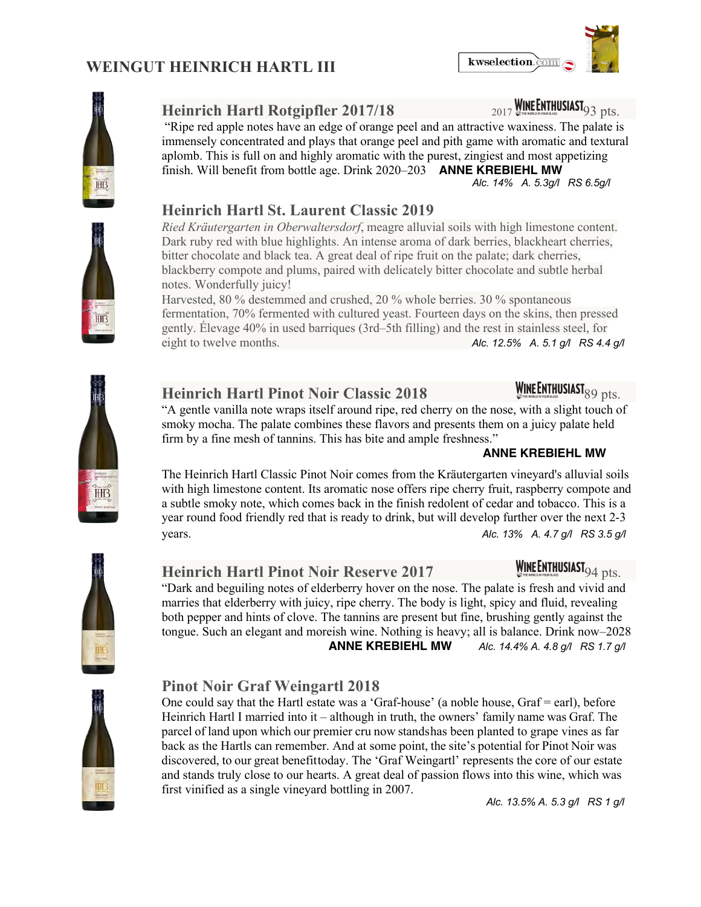# WEINGUT HEINRICH HARTL III

kwselection.com

## Heinrich Hartl Rotgipfler 2017/18

2017 WINE ENTHUSIAST 93 pts.

"Ripe red apple notes have an edge of orange peel and an attractive waxiness. The palate is immensely concentrated and plays that orange peel and pith game with aromatic and textural aplomb. This is full on and highly aromatic with the purest, zingiest and most appetizing finish. Will benefit from bottle age. Drink 2020–203 **ANNE KREBIEHL MW**

*Alc. 14% A. 5.3g/l RS 6.5g/l*

## Heinrich Hartl St. Laurent Classic 2019

*Ried Kräutergarten in Oberwaltersdorf*, meagre alluvial soils with high limestone content. Dark ruby red with blue highlights. An intense aroma of dark berries, blackheart cherries, bitter chocolate and black tea. A great deal of ripe fruit on the palate; dark cherries, blackberry compote and plums, paired with delicately bitter chocolate and subtle herbal notes. Wonderfully juicy!

Harvested, 80 % destemmed and crushed, 20 % whole berries. 30 % spontaneous fermentation, 70% fermented with cultured yeast. Fourteen days on the skins, then pressed gently. Élevage 40% in used barriques (3rd–5th filling) and the rest in stainless steel, for eight to twelve months. *Alc. 12.5% A. 5.1 g/l RS 4.4 g/l*

## Heinrich Hartl Pinot Noir Classic 2018

WINE ENTHUSIAST 89 pts.

"A gentle vanilla note wraps itself around ripe, red cherry on the nose, with a slight touch of smoky mocha. The palate combines these flavors and presents them on a juicy palate held firm by a fine mesh of tannins. This has bite and ample freshness."

**ANNE KREBIEHL MW**

The Heinrich Hartl Classic Pinot Noir comes from the Kräutergarten vineyard's alluvial soils with high limestone content. Its aromatic nose offers ripe cherry fruit, raspberry compote and a subtle smoky note, which comes back in the finish redolent of cedar and tobacco. This is a year round food friendly red that is ready to drink, but will develop further over the next 2-3 years. *Alc. 13% A. 4.7 g/l RS 3.5 g/l*

## Heinrich Hartl Pinot Noir Reserve 2017

WINE ENTHUSIAST 94 pts.

"Dark and beguiling notes of elderberry hover on the nose. The palate is fresh and vivid and marries that elderberry with juicy, ripe cherry. The body is light, spicy and fluid, revealing both pepper and hints of clove. The tannins are present but fine, brushing gently against the tongue. Such an elegant and moreish wine. Nothing is heavy; all is balance. Drink now–2028

**ANNE KREBIEHL MW** *Alc. 14.4% A. 4.8 g/l RS 1.7 g/l*

## Pinot Noir Graf Weingartl 2018

One could say that the Hartl estate was a 'Graf-house' (a noble house, Graf = earl), before Heinrich Hartl I married into it – although in truth, the owners' family name was Graf. The parcel of land upon which our premier cru now standshas been planted to grape vines as far back as the Hartls can remember. And at some point, the site's potential for Pinot Noir was discovered, to our great benefittoday. The 'Graf Weingartl' represents the core of our estate and stands truly close to our hearts. A great deal of passion flows into this wine, which was first vinified as a single vineyard bottling in 2007.

*Alc. 13.5% A. 5.3 g/l RS 1 g/l*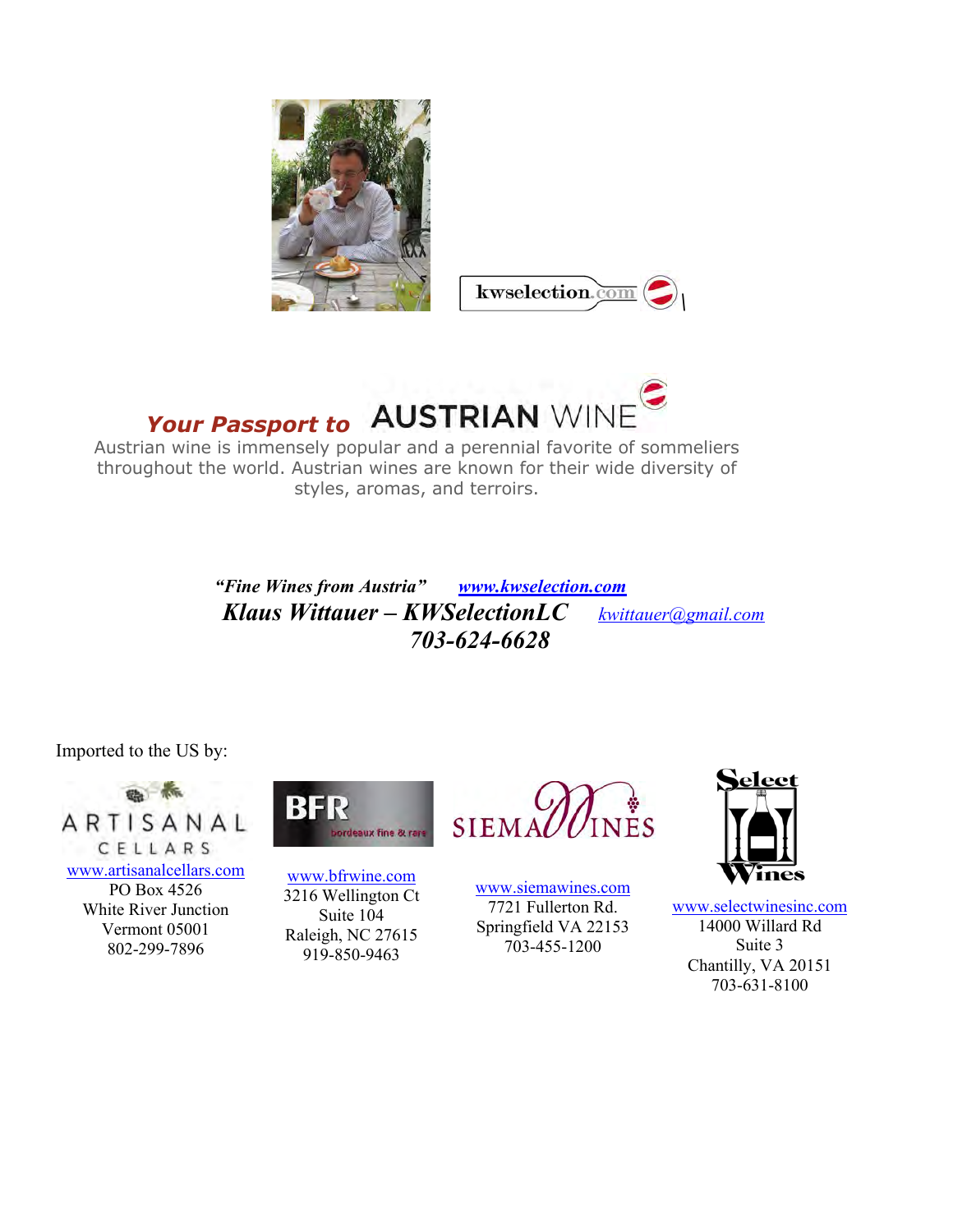kwselection.com

## *Your Passport to* AUSTRIAN WINE

Austrian wine is immensely popular and a perennial favorite of sommeliers throughout the world. Austrian wines are known for their wide diversity of styles, aromas, and terroirs.

***"Fine Wines from Austria"*** ***www.kwselection.com***

***Klaus Wittauer – KWSelectionLC*** *kwittauer@gmail.com*

***703-624-6628***

Imported to the US by:

ARTISANAL CELLARS
www.artisanalcellars.com
PO Box 4526
White River Junction
Vermont 05001
802-299-7896

BFR bordeaux fine & rare
www.bfrwine.com
3216 Wellington Ct
Suite 104
Raleigh, NC 27615
919-850-9463

SIEMA WINES
www.siemawines.com
7721 Fullerton Rd.
Springfield VA 22153
703-455-1200

Select Wines
www.selectwinesinc.com
14000 Willard Rd
Suite 3
Chantilly, VA 20151
703-631-8100